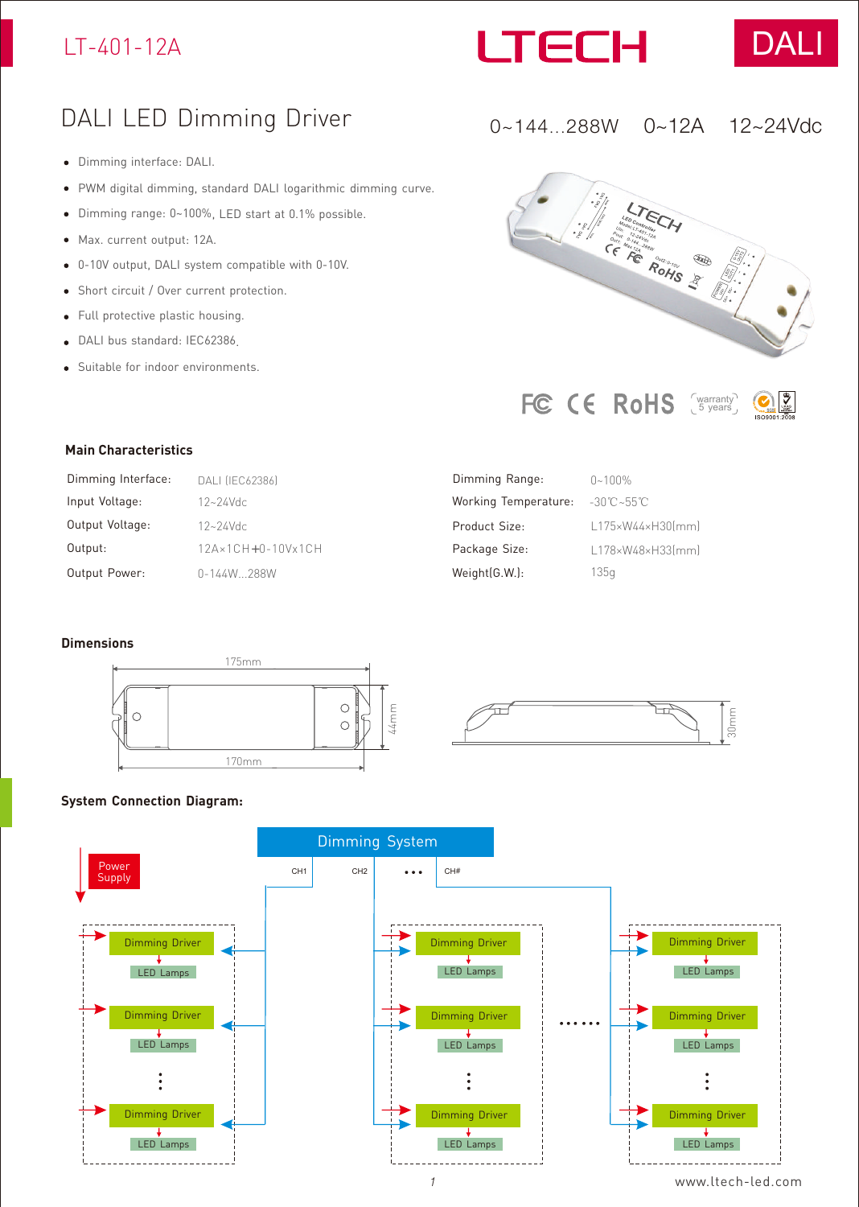LT-401-12A

LTECH

DALI

# DALI LED Dimming Driver

0~144...288W　0~12A　12~24Vdc

- Dimming interface: DALI.
- PWM digital dimming, standard DALI logarithmic dimming curve.
- Dimming range: 0~100%, LED start at 0.1% possible.
- Max. current output: 12A.
- 0-10V output, DALI system compatible with 0-10V.
- Short circuit / Over current protection.
- Full protective plastic housing.
- DALI bus standard: IEC62386.
- Suitable for indoor environments.

FC CE RoHS warranty 5 years ISO9001:2008

## Main Characteristics

| | | | |
|---|---|---|---|
| Dimming Interface: | DALI (IEC62386) | Dimming Range: | 0~100% |
| Input Voltage: | 12~24Vdc | Working Temperature: | -30℃~55℃ |
| Output Voltage: | 12~24Vdc | Product Size: | L175×W44×H30(mm) |
| Output: | 12A×1CH+0-10Vx1CH | Package Size: | L178×W48×H33(mm) |
| Output Power: | 0-144W...288W | Weight(G.W.): | 135g |

## Dimensions

175mm

170mm

44mm

30mm

## System Connection Diagram:

Dimming System

CH1　CH2　•••　CH#

Power Supply

Dimming Driver

LED Lamps

www.ltech-led.com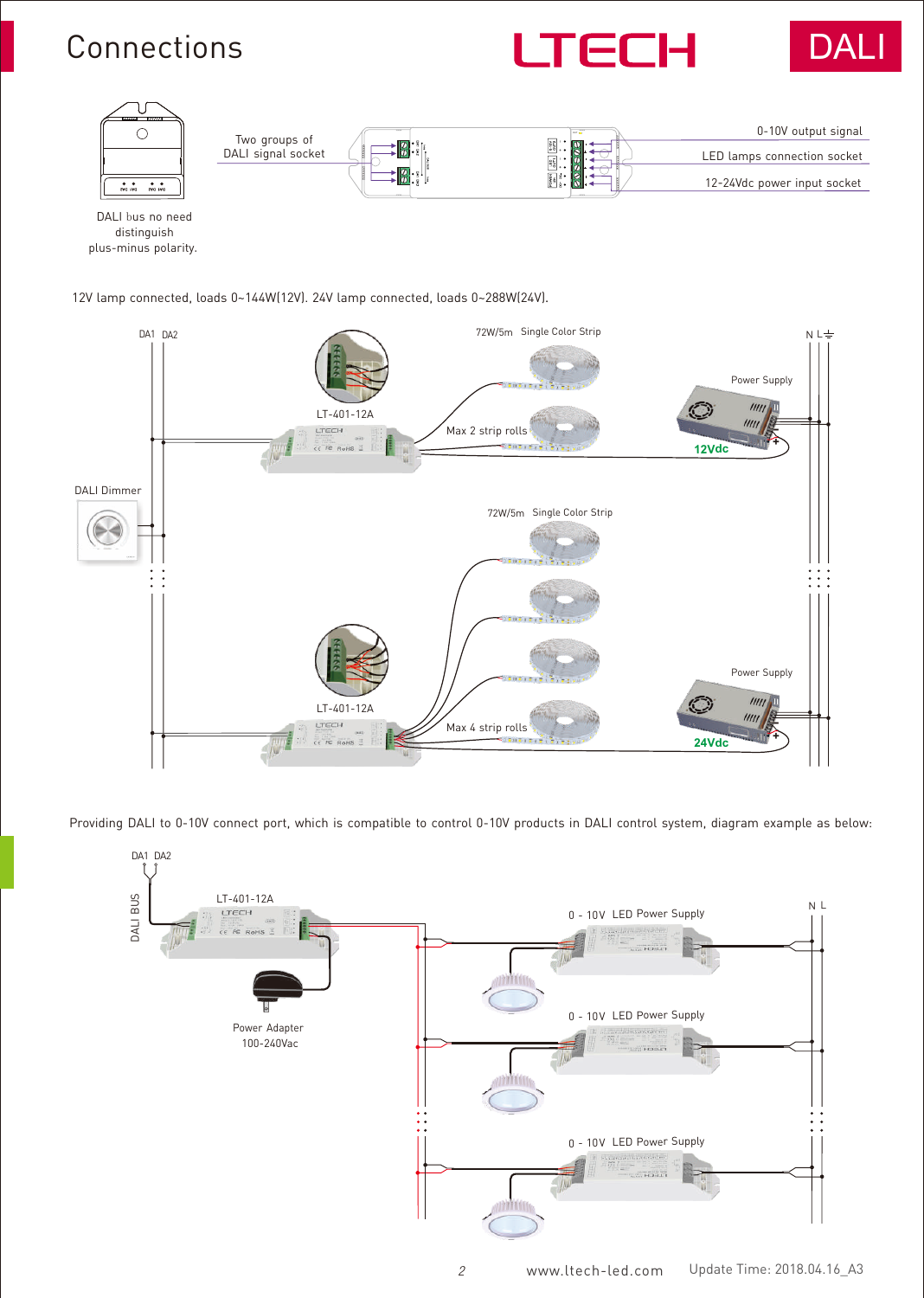# Connections

LTECH DALI

DALI bus no need distinguish plus-minus polarity.

Two groups of DALI signal socket

0-10V output signal

LED lamps connection socket

12-24Vdc power input socket

12V lamp connected, loads 0~144W(12V). 24V lamp connected, loads 0~288W(24V).

DA1 DA2

LT-401-12A

72W/5m Single Color Strip

Max 2 strip rolls

N L

Power Supply

12Vdc

DALI Dimmer

72W/5m Single Color Strip

LT-401-12A

Max 4 strip rolls

Power Supply

24Vdc

Providing DALI to 0-10V connect port, which is compatible to control 0-10V products in DALI control system, diagram example as below:

DA1 DA2

DALI BUS

LT-401-12A

Power Adapter
100-240Vac

N L

0 - 10V LED Power Supply

0 - 10V LED Power Supply

0 - 10V LED Power Supply

www.ltech-led.com Update Time: 2018.04.16_A3